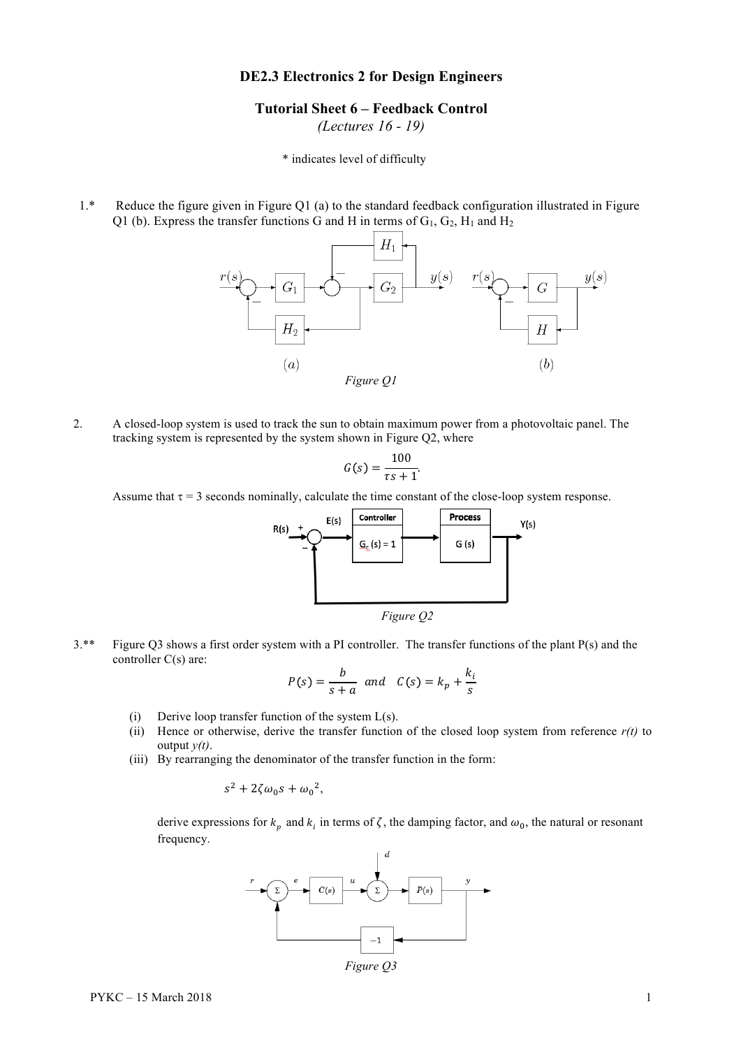# DE2.3 Electronics 2 for Design Engineers

## Tutorial Sheet 6 – Feedback Control

*(Lectures 16 - 19)*

\* indicates level of difficulty

1.\* Reduce the figure given in Figure Q1 (a) to the standard feedback configuration illustrated in Figure Q1 (b). Express the transfer functions G and H in terms of $G_1$, $G_2$, $H_1$ and $H_2$

*Figure Q1*

2. A closed-loop system is used to track the sun to obtain maximum power from a photovoltaic panel. The tracking system is represented by the system shown in Figure Q2, where

$$G(s) = \frac{100}{\tau s + 1}.$$

Assume that $\tau$ = 3 seconds nominally, calculate the time constant of the close-loop system response.

*Figure Q2*

3.\*\* Figure Q3 shows a first order system with a PI controller. The transfer functions of the plant P(s) and the controller C(s) are:

$$P(s) = \frac{b}{s + a} \quad and \quad C(s) = k_p + \frac{k_i}{s}$$

(i) Derive loop transfer function of the system L(s).

(ii) Hence or otherwise, derive the transfer function of the closed loop system from reference *r(t)* to output *y(t)*.

(iii) By rearranging the denominator of the transfer function in the form:

$$s^2 + 2\zeta\omega_0 s + \omega_0{}^2,$$

derive expressions for $k_p$ and $k_i$ in terms of $\zeta$, the damping factor, and $\omega_0$, the natural or resonant frequency.

*Figure Q3*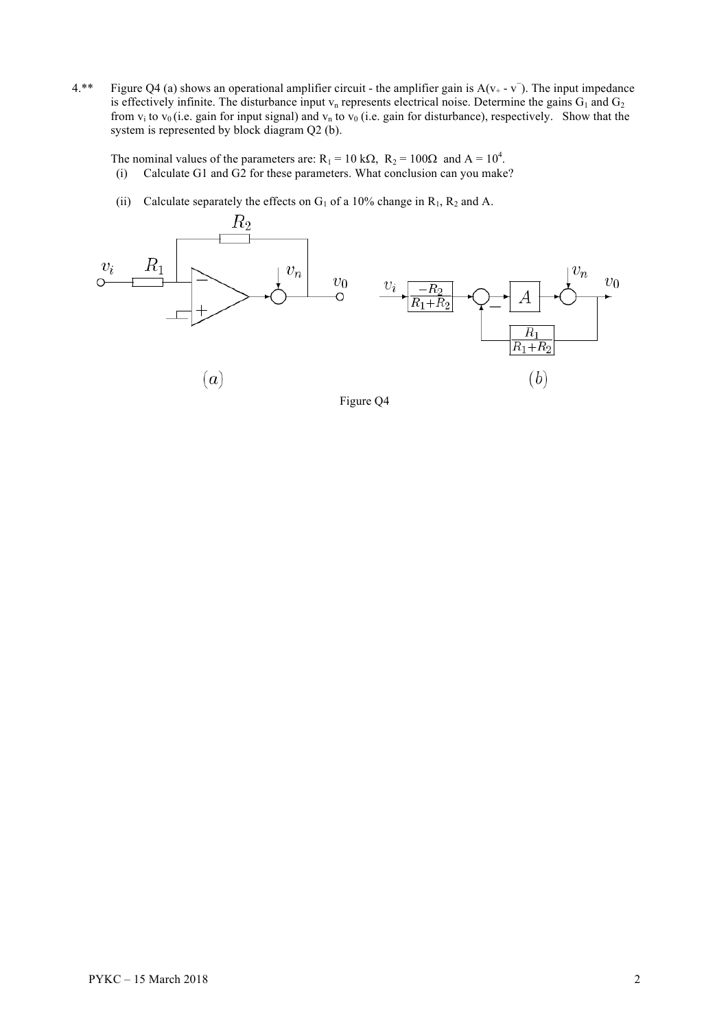4.** Figure Q4 (a) shows an operational amplifier circuit - the amplifier gain is $A(v_+ - v^-)$. The input impedance is effectively infinite. The disturbance input $v_n$ represents electrical noise. Determine the gains $G_1$ and $G_2$ from $v_i$ to $v_0$ (i.e. gain for input signal) and $v_n$ to $v_0$ (i.e. gain for disturbance), respectively. Show that the system is represented by block diagram Q2 (b).

The nominal values of the parameters are: $R_1 = 10\ \text{k}\Omega$, $R_2 = 100\Omega$ and $A = 10^4$.

(i) Calculate G1 and G2 for these parameters. What conclusion can you make?

(ii) Calculate separately the effects on $G_1$ of a 10% change in $R_1$, $R_2$ and A.

$R_2$

$v_i$ $R_1$ $-$ $+$ $v_n$ $v_0$

$v_i$ $\frac{-R_2}{R_1+R_2}$ $A$ $-$ $v_n$ $v_0$

$\frac{R_1}{R_1+R_2}$

$(a)$

$(b)$

Figure Q4